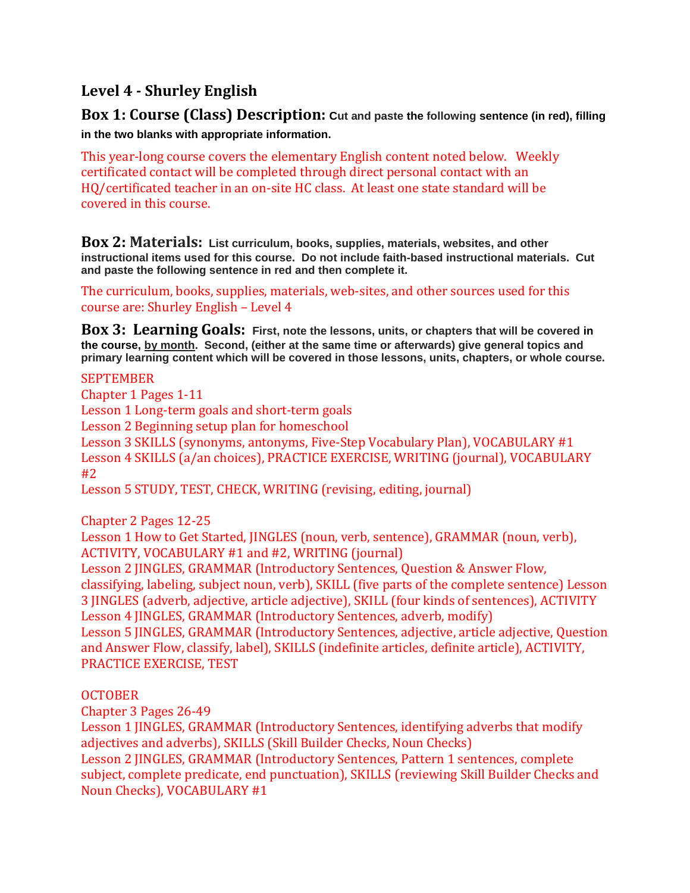## Level 4 - Shurley English

**Box 1: Course (Class) Description:** **Cut and paste the following sentence (in red), filling in the two blanks with appropriate information.**

This year-long course covers the elementary English content noted below. Weekly certificated contact will be completed through direct personal contact with an HQ/certificated teacher in an on-site HC class. At least one state standard will be covered in this course.

**Box 2: Materials:** **List curriculum, books, supplies, materials, websites, and other instructional items used for this course. Do not include faith-based instructional materials. Cut and paste the following sentence in red and then complete it.**

The curriculum, books, supplies, materials, web-sites, and other sources used for this course are: Shurley English – Level 4

**Box 3: Learning Goals:** **First, note the lessons, units, or chapters that will be covered in the course, by month. Second, (either at the same time or afterwards) give general topics and primary learning content which will be covered in those lessons, units, chapters, or whole course.**

SEPTEMBER
Chapter 1 Pages 1-11
Lesson 1 Long-term goals and short-term goals
Lesson 2 Beginning setup plan for homeschool
Lesson 3 SKILLS (synonyms, antonyms, Five-Step Vocabulary Plan), VOCABULARY #1
Lesson 4 SKILLS (a/an choices), PRACTICE EXERCISE, WRITING (journal), VOCABULARY #2
Lesson 5 STUDY, TEST, CHECK, WRITING (revising, editing, journal)

Chapter 2 Pages 12-25
Lesson 1 How to Get Started, JINGLES (noun, verb, sentence), GRAMMAR (noun, verb), ACTIVITY, VOCABULARY #1 and #2, WRITING (journal)
Lesson 2 JINGLES, GRAMMAR (Introductory Sentences, Question & Answer Flow, classifying, labeling, subject noun, verb), SKILL (five parts of the complete sentence) Lesson 3 JINGLES (adverb, adjective, article adjective), SKILL (four kinds of sentences), ACTIVITY
Lesson 4 JINGLES, GRAMMAR (Introductory Sentences, adverb, modify)
Lesson 5 JINGLES, GRAMMAR (Introductory Sentences, adjective, article adjective, Question and Answer Flow, classify, label), SKILLS (indefinite articles, definite article), ACTIVITY, PRACTICE EXERCISE, TEST

OCTOBER
Chapter 3 Pages 26-49
Lesson 1 JINGLES, GRAMMAR (Introductory Sentences, identifying adverbs that modify adjectives and adverbs), SKILLS (Skill Builder Checks, Noun Checks)
Lesson 2 JINGLES, GRAMMAR (Introductory Sentences, Pattern 1 sentences, complete subject, complete predicate, end punctuation), SKILLS (reviewing Skill Builder Checks and Noun Checks), VOCABULARY #1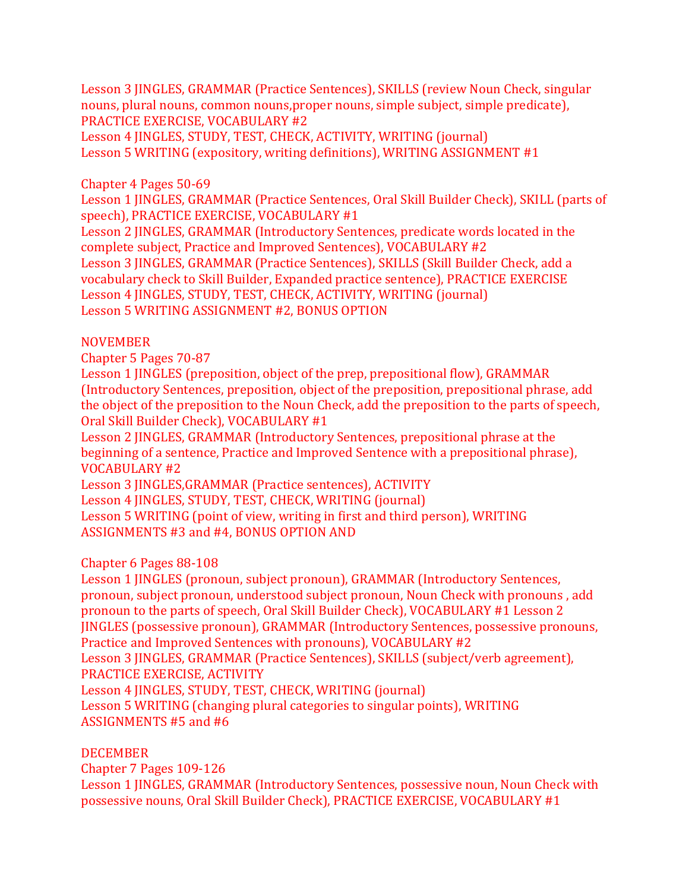Lesson 3 JINGLES, GRAMMAR (Practice Sentences), SKILLS (review Noun Check, singular nouns, plural nouns, common nouns,proper nouns, simple subject, simple predicate), PRACTICE EXERCISE, VOCABULARY #2
Lesson 4 JINGLES, STUDY, TEST, CHECK, ACTIVITY, WRITING (journal)
Lesson 5 WRITING (expository, writing definitions), WRITING ASSIGNMENT #1

Chapter 4 Pages 50-69
Lesson 1 JINGLES, GRAMMAR (Practice Sentences, Oral Skill Builder Check), SKILL (parts of speech), PRACTICE EXERCISE, VOCABULARY #1
Lesson 2 JINGLES, GRAMMAR (Introductory Sentences, predicate words located in the complete subject, Practice and Improved Sentences), VOCABULARY #2
Lesson 3 JINGLES, GRAMMAR (Practice Sentences), SKILLS (Skill Builder Check, add a vocabulary check to Skill Builder, Expanded practice sentence), PRACTICE EXERCISE
Lesson 4 JINGLES, STUDY, TEST, CHECK, ACTIVITY, WRITING (journal)
Lesson 5 WRITING ASSIGNMENT #2, BONUS OPTION

NOVEMBER
Chapter 5 Pages 70-87
Lesson 1 JINGLES (preposition, object of the prep, prepositional flow), GRAMMAR (Introductory Sentences, preposition, object of the preposition, prepositional phrase, add the object of the preposition to the Noun Check, add the preposition to the parts of speech, Oral Skill Builder Check), VOCABULARY #1
Lesson 2 JINGLES, GRAMMAR (Introductory Sentences, prepositional phrase at the beginning of a sentence, Practice and Improved Sentence with a prepositional phrase), VOCABULARY #2
Lesson 3 JINGLES,GRAMMAR (Practice sentences), ACTIVITY
Lesson 4 JINGLES, STUDY, TEST, CHECK, WRITING (journal)
Lesson 5 WRITING (point of view, writing in first and third person), WRITING ASSIGNMENTS #3 and #4, BONUS OPTION AND

Chapter 6 Pages 88-108
Lesson 1 JINGLES (pronoun, subject pronoun), GRAMMAR (Introductory Sentences, pronoun, subject pronoun, understood subject pronoun, Noun Check with pronouns , add pronoun to the parts of speech, Oral Skill Builder Check), VOCABULARY #1 Lesson 2 JINGLES (possessive pronoun), GRAMMAR (Introductory Sentences, possessive pronouns, Practice and Improved Sentences with pronouns), VOCABULARY #2
Lesson 3 JINGLES, GRAMMAR (Practice Sentences), SKILLS (subject/verb agreement), PRACTICE EXERCISE, ACTIVITY
Lesson 4 JINGLES, STUDY, TEST, CHECK, WRITING (journal)
Lesson 5 WRITING (changing plural categories to singular points), WRITING ASSIGNMENTS #5 and #6

DECEMBER
Chapter 7 Pages 109-126
Lesson 1 JINGLES, GRAMMAR (Introductory Sentences, possessive noun, Noun Check with possessive nouns, Oral Skill Builder Check), PRACTICE EXERCISE, VOCABULARY #1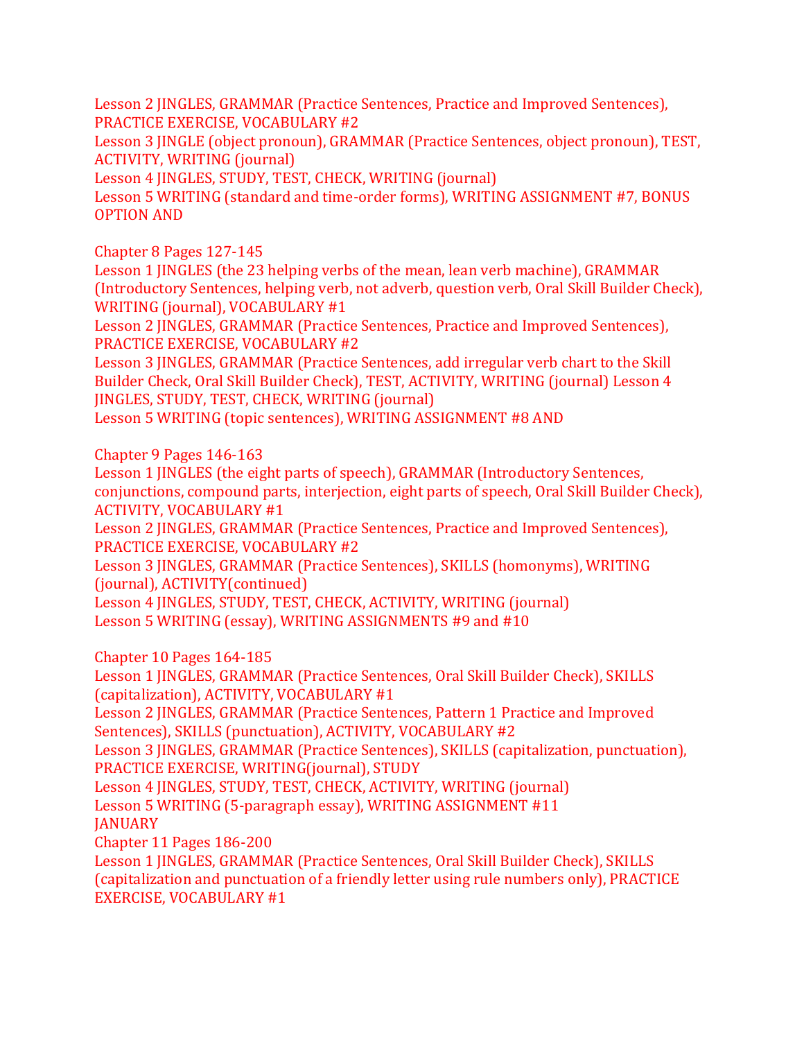Lesson 2 JINGLES, GRAMMAR (Practice Sentences, Practice and Improved Sentences), PRACTICE EXERCISE, VOCABULARY #2
Lesson 3 JINGLE (object pronoun), GRAMMAR (Practice Sentences, object pronoun), TEST, ACTIVITY, WRITING (journal)
Lesson 4 JINGLES, STUDY, TEST, CHECK, WRITING (journal)
Lesson 5 WRITING (standard and time-order forms), WRITING ASSIGNMENT #7, BONUS OPTION AND

Chapter 8 Pages 127-145
Lesson 1 JINGLES (the 23 helping verbs of the mean, lean verb machine), GRAMMAR (Introductory Sentences, helping verb, not adverb, question verb, Oral Skill Builder Check), WRITING (journal), VOCABULARY #1
Lesson 2 JINGLES, GRAMMAR (Practice Sentences, Practice and Improved Sentences), PRACTICE EXERCISE, VOCABULARY #2
Lesson 3 JINGLES, GRAMMAR (Practice Sentences, add irregular verb chart to the Skill Builder Check, Oral Skill Builder Check), TEST, ACTIVITY, WRITING (journal) Lesson 4 JINGLES, STUDY, TEST, CHECK, WRITING (journal)
Lesson 5 WRITING (topic sentences), WRITING ASSIGNMENT #8 AND

Chapter 9 Pages 146-163
Lesson 1 JINGLES (the eight parts of speech), GRAMMAR (Introductory Sentences, conjunctions, compound parts, interjection, eight parts of speech, Oral Skill Builder Check), ACTIVITY, VOCABULARY #1
Lesson 2 JINGLES, GRAMMAR (Practice Sentences, Practice and Improved Sentences), PRACTICE EXERCISE, VOCABULARY #2
Lesson 3 JINGLES, GRAMMAR (Practice Sentences), SKILLS (homonyms), WRITING (journal), ACTIVITY(continued)
Lesson 4 JINGLES, STUDY, TEST, CHECK, ACTIVITY, WRITING (journal)
Lesson 5 WRITING (essay), WRITING ASSIGNMENTS #9 and #10

Chapter 10 Pages 164-185
Lesson 1 JINGLES, GRAMMAR (Practice Sentences, Oral Skill Builder Check), SKILLS (capitalization), ACTIVITY, VOCABULARY #1
Lesson 2 JINGLES, GRAMMAR (Practice Sentences, Pattern 1 Practice and Improved Sentences), SKILLS (punctuation), ACTIVITY, VOCABULARY #2
Lesson 3 JINGLES, GRAMMAR (Practice Sentences), SKILLS (capitalization, punctuation), PRACTICE EXERCISE, WRITING(journal), STUDY
Lesson 4 JINGLES, STUDY, TEST, CHECK, ACTIVITY, WRITING (journal)
Lesson 5 WRITING (5-paragraph essay), WRITING ASSIGNMENT #11
JANUARY
Chapter 11 Pages 186-200
Lesson 1 JINGLES, GRAMMAR (Practice Sentences, Oral Skill Builder Check), SKILLS (capitalization and punctuation of a friendly letter using rule numbers only), PRACTICE EXERCISE, VOCABULARY #1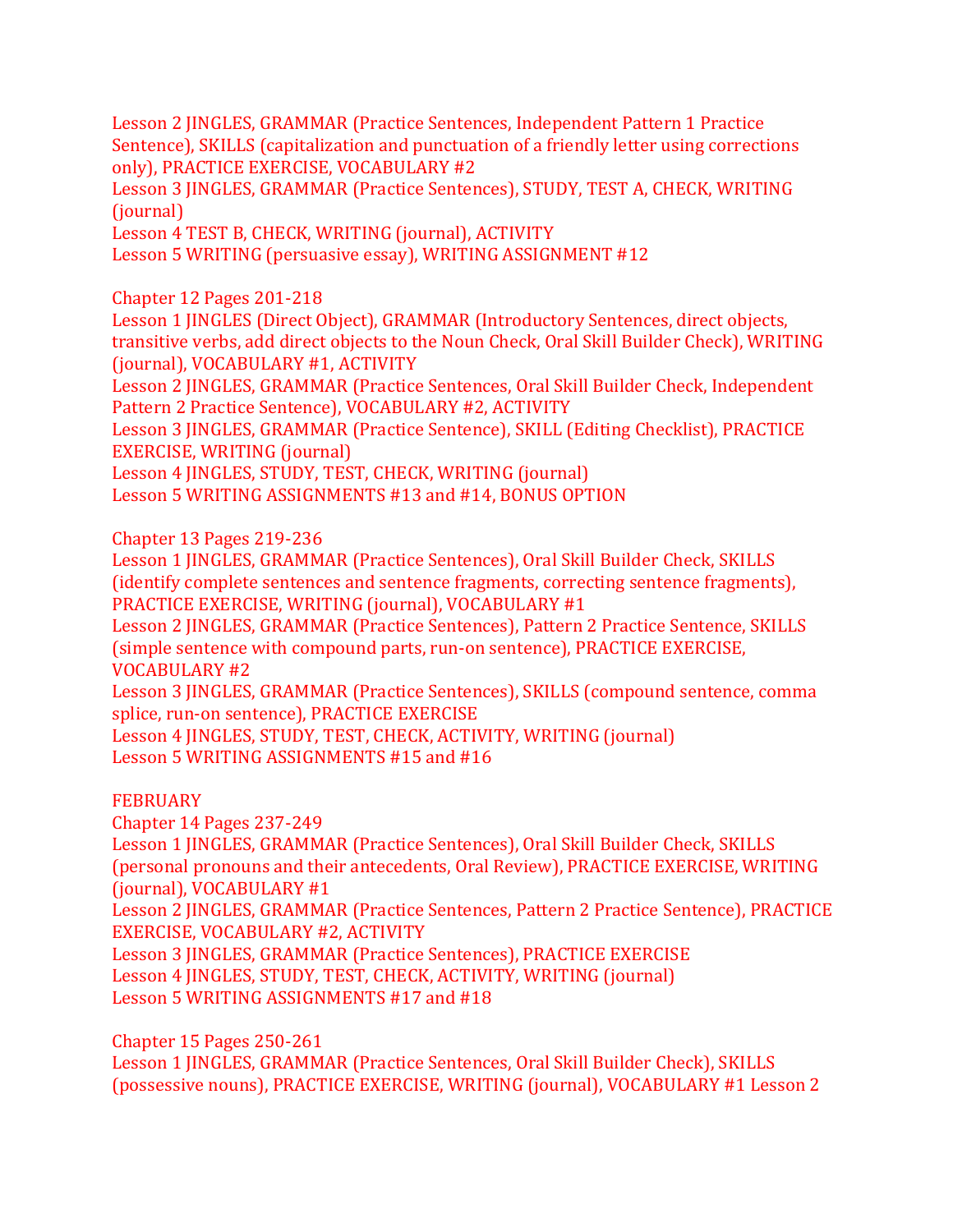Lesson 2 JINGLES, GRAMMAR (Practice Sentences, Independent Pattern 1 Practice Sentence), SKILLS (capitalization and punctuation of a friendly letter using corrections only), PRACTICE EXERCISE, VOCABULARY #2
Lesson 3 JINGLES, GRAMMAR (Practice Sentences), STUDY, TEST A, CHECK, WRITING (journal)
Lesson 4 TEST B, CHECK, WRITING (journal), ACTIVITY
Lesson 5 WRITING (persuasive essay), WRITING ASSIGNMENT #12

Chapter 12 Pages 201-218
Lesson 1 JINGLES (Direct Object), GRAMMAR (Introductory Sentences, direct objects, transitive verbs, add direct objects to the Noun Check, Oral Skill Builder Check), WRITING (journal), VOCABULARY #1, ACTIVITY
Lesson 2 JINGLES, GRAMMAR (Practice Sentences, Oral Skill Builder Check, Independent Pattern 2 Practice Sentence), VOCABULARY #2, ACTIVITY
Lesson 3 JINGLES, GRAMMAR (Practice Sentence), SKILL (Editing Checklist), PRACTICE EXERCISE, WRITING (journal)
Lesson 4 JINGLES, STUDY, TEST, CHECK, WRITING (journal)
Lesson 5 WRITING ASSIGNMENTS #13 and #14, BONUS OPTION

Chapter 13 Pages 219-236
Lesson 1 JINGLES, GRAMMAR (Practice Sentences), Oral Skill Builder Check, SKILLS (identify complete sentences and sentence fragments, correcting sentence fragments), PRACTICE EXERCISE, WRITING (journal), VOCABULARY #1
Lesson 2 JINGLES, GRAMMAR (Practice Sentences), Pattern 2 Practice Sentence, SKILLS (simple sentence with compound parts, run-on sentence), PRACTICE EXERCISE, VOCABULARY #2
Lesson 3 JINGLES, GRAMMAR (Practice Sentences), SKILLS (compound sentence, comma splice, run-on sentence), PRACTICE EXERCISE
Lesson 4 JINGLES, STUDY, TEST, CHECK, ACTIVITY, WRITING (journal)
Lesson 5 WRITING ASSIGNMENTS #15 and #16

FEBRUARY
Chapter 14 Pages 237-249
Lesson 1 JINGLES, GRAMMAR (Practice Sentences), Oral Skill Builder Check, SKILLS (personal pronouns and their antecedents, Oral Review), PRACTICE EXERCISE, WRITING (journal), VOCABULARY #1
Lesson 2 JINGLES, GRAMMAR (Practice Sentences, Pattern 2 Practice Sentence), PRACTICE EXERCISE, VOCABULARY #2, ACTIVITY
Lesson 3 JINGLES, GRAMMAR (Practice Sentences), PRACTICE EXERCISE
Lesson 4 JINGLES, STUDY, TEST, CHECK, ACTIVITY, WRITING (journal)
Lesson 5 WRITING ASSIGNMENTS #17 and #18

Chapter 15 Pages 250-261
Lesson 1 JINGLES, GRAMMAR (Practice Sentences, Oral Skill Builder Check), SKILLS (possessive nouns), PRACTICE EXERCISE, WRITING (journal), VOCABULARY #1 Lesson 2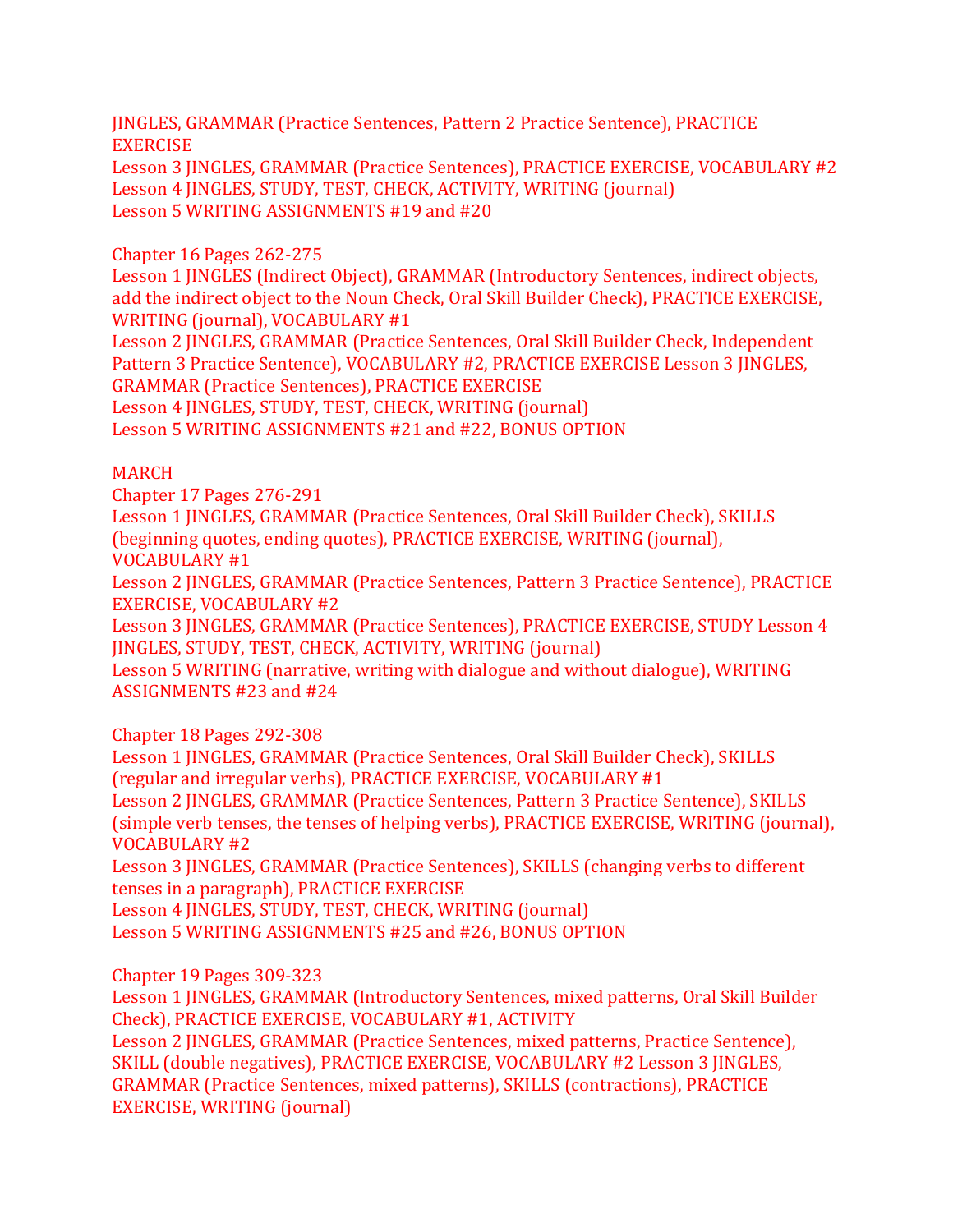JINGLES, GRAMMAR (Practice Sentences, Pattern 2 Practice Sentence), PRACTICE EXERCISE
Lesson 3 JINGLES, GRAMMAR (Practice Sentences), PRACTICE EXERCISE, VOCABULARY #2
Lesson 4 JINGLES, STUDY, TEST, CHECK, ACTIVITY, WRITING (journal)
Lesson 5 WRITING ASSIGNMENTS #19 and #20

Chapter 16 Pages 262-275
Lesson 1 JINGLES (Indirect Object), GRAMMAR (Introductory Sentences, indirect objects, add the indirect object to the Noun Check, Oral Skill Builder Check), PRACTICE EXERCISE, WRITING (journal), VOCABULARY #1
Lesson 2 JINGLES, GRAMMAR (Practice Sentences, Oral Skill Builder Check, Independent Pattern 3 Practice Sentence), VOCABULARY #2, PRACTICE EXERCISE Lesson 3 JINGLES, GRAMMAR (Practice Sentences), PRACTICE EXERCISE
Lesson 4 JINGLES, STUDY, TEST, CHECK, WRITING (journal)
Lesson 5 WRITING ASSIGNMENTS #21 and #22, BONUS OPTION

MARCH
Chapter 17 Pages 276-291
Lesson 1 JINGLES, GRAMMAR (Practice Sentences, Oral Skill Builder Check), SKILLS (beginning quotes, ending quotes), PRACTICE EXERCISE, WRITING (journal), VOCABULARY #1
Lesson 2 JINGLES, GRAMMAR (Practice Sentences, Pattern 3 Practice Sentence), PRACTICE EXERCISE, VOCABULARY #2
Lesson 3 JINGLES, GRAMMAR (Practice Sentences), PRACTICE EXERCISE, STUDY Lesson 4 JINGLES, STUDY, TEST, CHECK, ACTIVITY, WRITING (journal)
Lesson 5 WRITING (narrative, writing with dialogue and without dialogue), WRITING ASSIGNMENTS #23 and #24

Chapter 18 Pages 292-308
Lesson 1 JINGLES, GRAMMAR (Practice Sentences, Oral Skill Builder Check), SKILLS (regular and irregular verbs), PRACTICE EXERCISE, VOCABULARY #1
Lesson 2 JINGLES, GRAMMAR (Practice Sentences, Pattern 3 Practice Sentence), SKILLS (simple verb tenses, the tenses of helping verbs), PRACTICE EXERCISE, WRITING (journal), VOCABULARY #2
Lesson 3 JINGLES, GRAMMAR (Practice Sentences), SKILLS (changing verbs to different tenses in a paragraph), PRACTICE EXERCISE
Lesson 4 JINGLES, STUDY, TEST, CHECK, WRITING (journal)
Lesson 5 WRITING ASSIGNMENTS #25 and #26, BONUS OPTION

Chapter 19 Pages 309-323
Lesson 1 JINGLES, GRAMMAR (Introductory Sentences, mixed patterns, Oral Skill Builder Check), PRACTICE EXERCISE, VOCABULARY #1, ACTIVITY
Lesson 2 JINGLES, GRAMMAR (Practice Sentences, mixed patterns, Practice Sentence), SKILL (double negatives), PRACTICE EXERCISE, VOCABULARY #2 Lesson 3 JINGLES, GRAMMAR (Practice Sentences, mixed patterns), SKILLS (contractions), PRACTICE EXERCISE, WRITING (journal)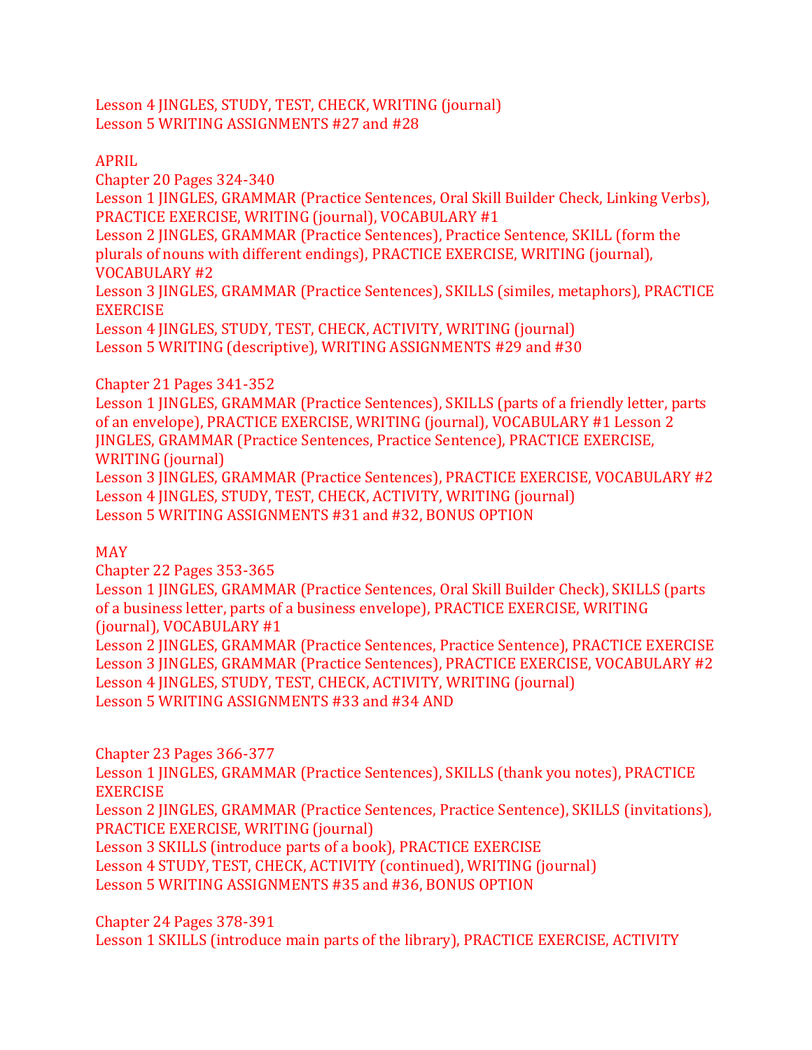Lesson 4 JINGLES, STUDY, TEST, CHECK, WRITING (journal)
Lesson 5 WRITING ASSIGNMENTS #27 and #28

APRIL
Chapter 20 Pages 324-340
Lesson 1 JINGLES, GRAMMAR (Practice Sentences, Oral Skill Builder Check, Linking Verbs), PRACTICE EXERCISE, WRITING (journal), VOCABULARY #1
Lesson 2 JINGLES, GRAMMAR (Practice Sentences), Practice Sentence, SKILL (form the plurals of nouns with different endings), PRACTICE EXERCISE, WRITING (journal), VOCABULARY #2
Lesson 3 JINGLES, GRAMMAR (Practice Sentences), SKILLS (similes, metaphors), PRACTICE EXERCISE
Lesson 4 JINGLES, STUDY, TEST, CHECK, ACTIVITY, WRITING (journal)
Lesson 5 WRITING (descriptive), WRITING ASSIGNMENTS #29 and #30

Chapter 21 Pages 341-352
Lesson 1 JINGLES, GRAMMAR (Practice Sentences), SKILLS (parts of a friendly letter, parts of an envelope), PRACTICE EXERCISE, WRITING (journal), VOCABULARY #1 Lesson 2 JINGLES, GRAMMAR (Practice Sentences, Practice Sentence), PRACTICE EXERCISE, WRITING (journal)
Lesson 3 JINGLES, GRAMMAR (Practice Sentences), PRACTICE EXERCISE, VOCABULARY #2
Lesson 4 JINGLES, STUDY, TEST, CHECK, ACTIVITY, WRITING (journal)
Lesson 5 WRITING ASSIGNMENTS #31 and #32, BONUS OPTION

MAY
Chapter 22 Pages 353-365
Lesson 1 JINGLES, GRAMMAR (Practice Sentences, Oral Skill Builder Check), SKILLS (parts of a business letter, parts of a business envelope), PRACTICE EXERCISE, WRITING (journal), VOCABULARY #1
Lesson 2 JINGLES, GRAMMAR (Practice Sentences, Practice Sentence), PRACTICE EXERCISE
Lesson 3 JINGLES, GRAMMAR (Practice Sentences), PRACTICE EXERCISE, VOCABULARY #2
Lesson 4 JINGLES, STUDY, TEST, CHECK, ACTIVITY, WRITING (journal)
Lesson 5 WRITING ASSIGNMENTS #33 and #34 AND

Chapter 23 Pages 366-377
Lesson 1 JINGLES, GRAMMAR (Practice Sentences), SKILLS (thank you notes), PRACTICE EXERCISE
Lesson 2 JINGLES, GRAMMAR (Practice Sentences, Practice Sentence), SKILLS (invitations), PRACTICE EXERCISE, WRITING (journal)
Lesson 3 SKILLS (introduce parts of a book), PRACTICE EXERCISE
Lesson 4 STUDY, TEST, CHECK, ACTIVITY (continued), WRITING (journal)
Lesson 5 WRITING ASSIGNMENTS #35 and #36, BONUS OPTION

Chapter 24 Pages 378-391
Lesson 1 SKILLS (introduce main parts of the library), PRACTICE EXERCISE, ACTIVITY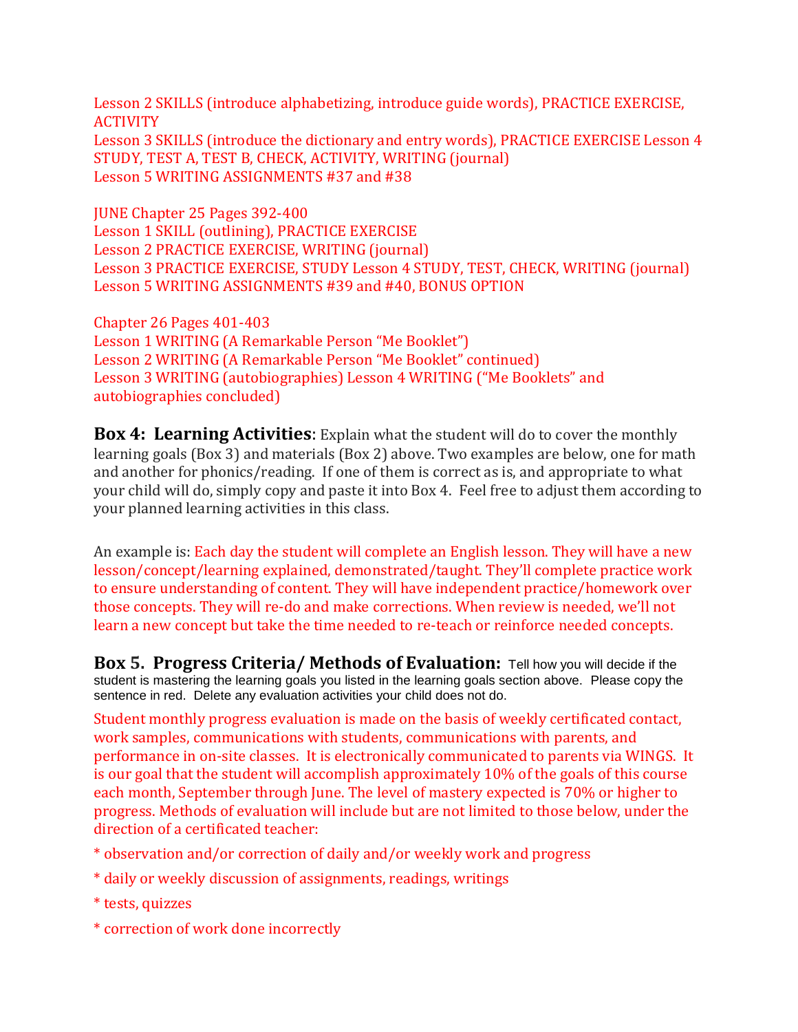Lesson 2 SKILLS (introduce alphabetizing, introduce guide words), PRACTICE EXERCISE, ACTIVITY
Lesson 3 SKILLS (introduce the dictionary and entry words), PRACTICE EXERCISE Lesson 4 STUDY, TEST A, TEST B, CHECK, ACTIVITY, WRITING (journal)
Lesson 5 WRITING ASSIGNMENTS #37 and #38

JUNE Chapter 25 Pages 392-400
Lesson 1 SKILL (outlining), PRACTICE EXERCISE
Lesson 2 PRACTICE EXERCISE, WRITING (journal)
Lesson 3 PRACTICE EXERCISE, STUDY Lesson 4 STUDY, TEST, CHECK, WRITING (journal)
Lesson 5 WRITING ASSIGNMENTS #39 and #40, BONUS OPTION

Chapter 26 Pages 401-403
Lesson 1 WRITING (A Remarkable Person "Me Booklet")
Lesson 2 WRITING (A Remarkable Person "Me Booklet" continued)
Lesson 3 WRITING (autobiographies) Lesson 4 WRITING ("Me Booklets" and autobiographies concluded)

**Box 4: Learning Activities**: Explain what the student will do to cover the monthly learning goals (Box 3) and materials (Box 2) above. Two examples are below, one for math and another for phonics/reading. If one of them is correct as is, and appropriate to what your child will do, simply copy and paste it into Box 4. Feel free to adjust them according to your planned learning activities in this class.

An example is: Each day the student will complete an English lesson. They will have a new lesson/concept/learning explained, demonstrated/taught. They'll complete practice work to ensure understanding of content. They will have independent practice/homework over those concepts. They will re-do and make corrections. When review is needed, we'll not learn a new concept but take the time needed to re-teach or reinforce needed concepts.

**Box 5. Progress Criteria/ Methods of Evaluation:** Tell how you will decide if the student is mastering the learning goals you listed in the learning goals section above. Please copy the sentence in red. Delete any evaluation activities your child does not do.

Student monthly progress evaluation is made on the basis of weekly certificated contact, work samples, communications with students, communications with parents, and performance in on-site classes. It is electronically communicated to parents via WINGS. It is our goal that the student will accomplish approximately 10% of the goals of this course each month, September through June. The level of mastery expected is 70% or higher to progress. Methods of evaluation will include but are not limited to those below, under the direction of a certificated teacher:

* observation and/or correction of daily and/or weekly work and progress
* daily or weekly discussion of assignments, readings, writings
* tests, quizzes
* correction of work done incorrectly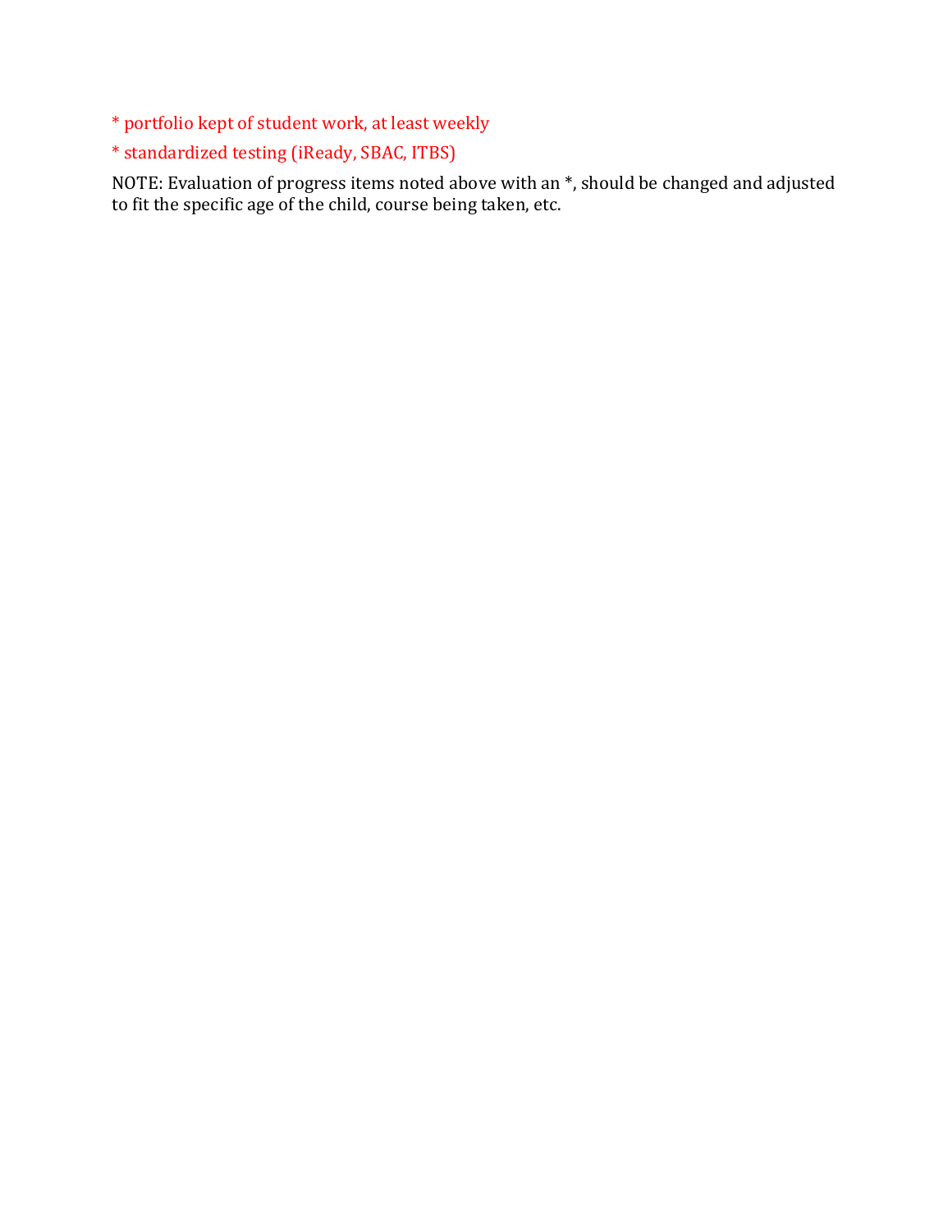* portfolio kept of student work, at least weekly

* standardized testing (iReady, SBAC, ITBS)

NOTE: Evaluation of progress items noted above with an *, should be changed and adjusted to fit the specific age of the child, course being taken, etc.